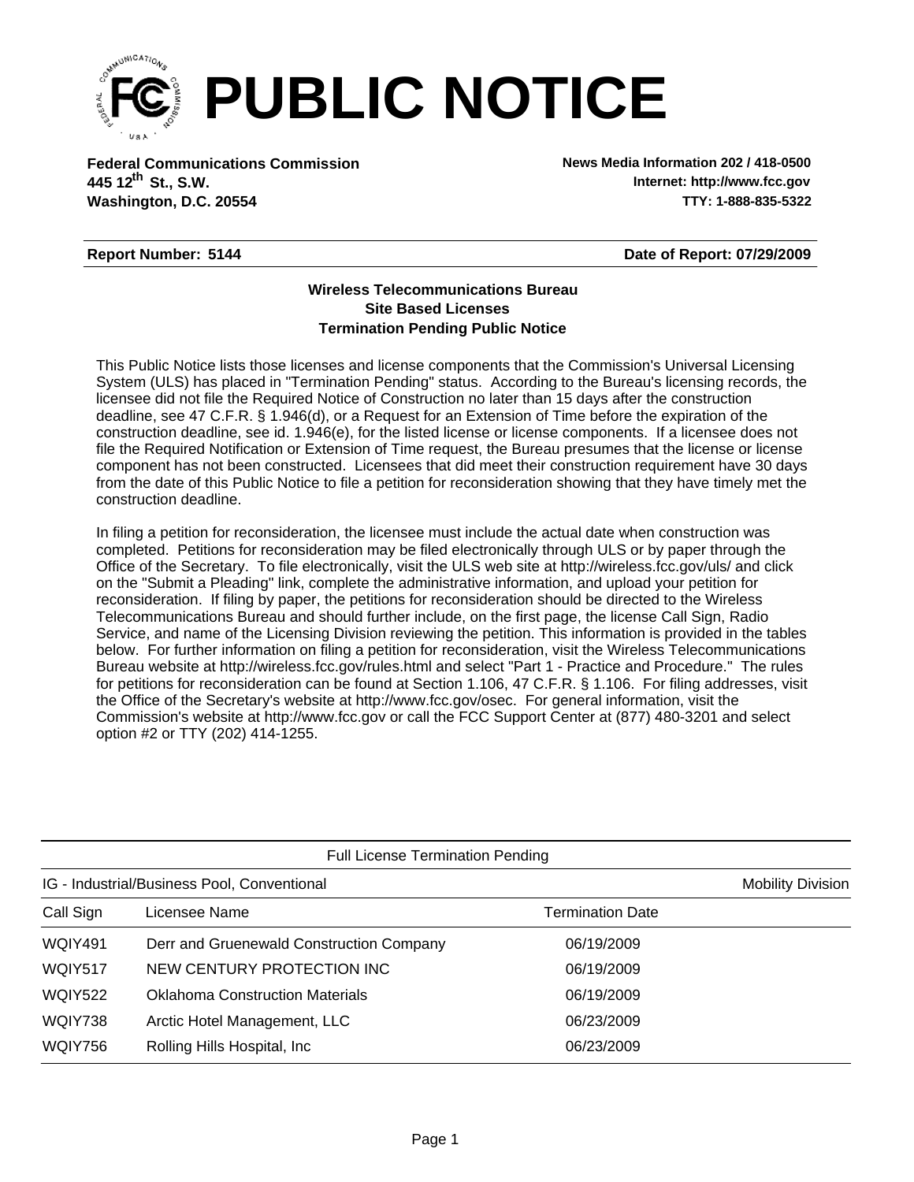# PUBLIC NOTICE

**Federal Communications Commission**
**445 12th St., S.W.**
**Washington, D.C. 20554**

**News Media Information 202 / 418-0500**
**Internet: http://www.fcc.gov**
**TTY: 1-888-835-5322**

**Report Number: 5144** | **Date of Report: 07/29/2009**

**Wireless Telecommunications Bureau**
**Site Based Licenses**
**Termination Pending Public Notice**

This Public Notice lists those licenses and license components that the Commission's Universal Licensing System (ULS) has placed in "Termination Pending" status. According to the Bureau's licensing records, the licensee did not file the Required Notice of Construction no later than 15 days after the construction deadline, see 47 C.F.R. § 1.946(d), or a Request for an Extension of Time before the expiration of the construction deadline, see id. 1.946(e), for the listed license or license components. If a licensee does not file the Required Notification or Extension of Time request, the Bureau presumes that the license or license component has not been constructed. Licensees that did meet their construction requirement have 30 days from the date of this Public Notice to file a petition for reconsideration showing that they have timely met the construction deadline.

In filing a petition for reconsideration, the licensee must include the actual date when construction was completed. Petitions for reconsideration may be filed electronically through ULS or by paper through the Office of the Secretary. To file electronically, visit the ULS web site at http://wireless.fcc.gov/uls/ and click on the "Submit a Pleading" link, complete the administrative information, and upload your petition for reconsideration. If filing by paper, the petitions for reconsideration should be directed to the Wireless Telecommunications Bureau and should further include, on the first page, the license Call Sign, Radio Service, and name of the Licensing Division reviewing the petition. This information is provided in the tables below. For further information on filing a petition for reconsideration, visit the Wireless Telecommunications Bureau website at http://wireless.fcc.gov/rules.html and select "Part 1 - Practice and Procedure." The rules for petitions for reconsideration can be found at Section 1.106, 47 C.F.R. § 1.106. For filing addresses, visit the Office of the Secretary's website at http://www.fcc.gov/osec. For general information, visit the Commission's website at http://www.fcc.gov or call the FCC Support Center at (877) 480-3201 and select option #2 or TTY (202) 414-1255.

Full License Termination Pending

IG - Industrial/Business Pool, Conventional — Mobility Division

| Call Sign | Licensee Name | Termination Date |
|---|---|---|
| WQIY491 | Derr and Gruenewald Construction Company | 06/19/2009 |
| WQIY517 | NEW CENTURY PROTECTION INC | 06/19/2009 |
| WQIY522 | Oklahoma Construction Materials | 06/19/2009 |
| WQIY738 | Arctic Hotel Management, LLC | 06/23/2009 |
| WQIY756 | Rolling Hills Hospital, Inc | 06/23/2009 |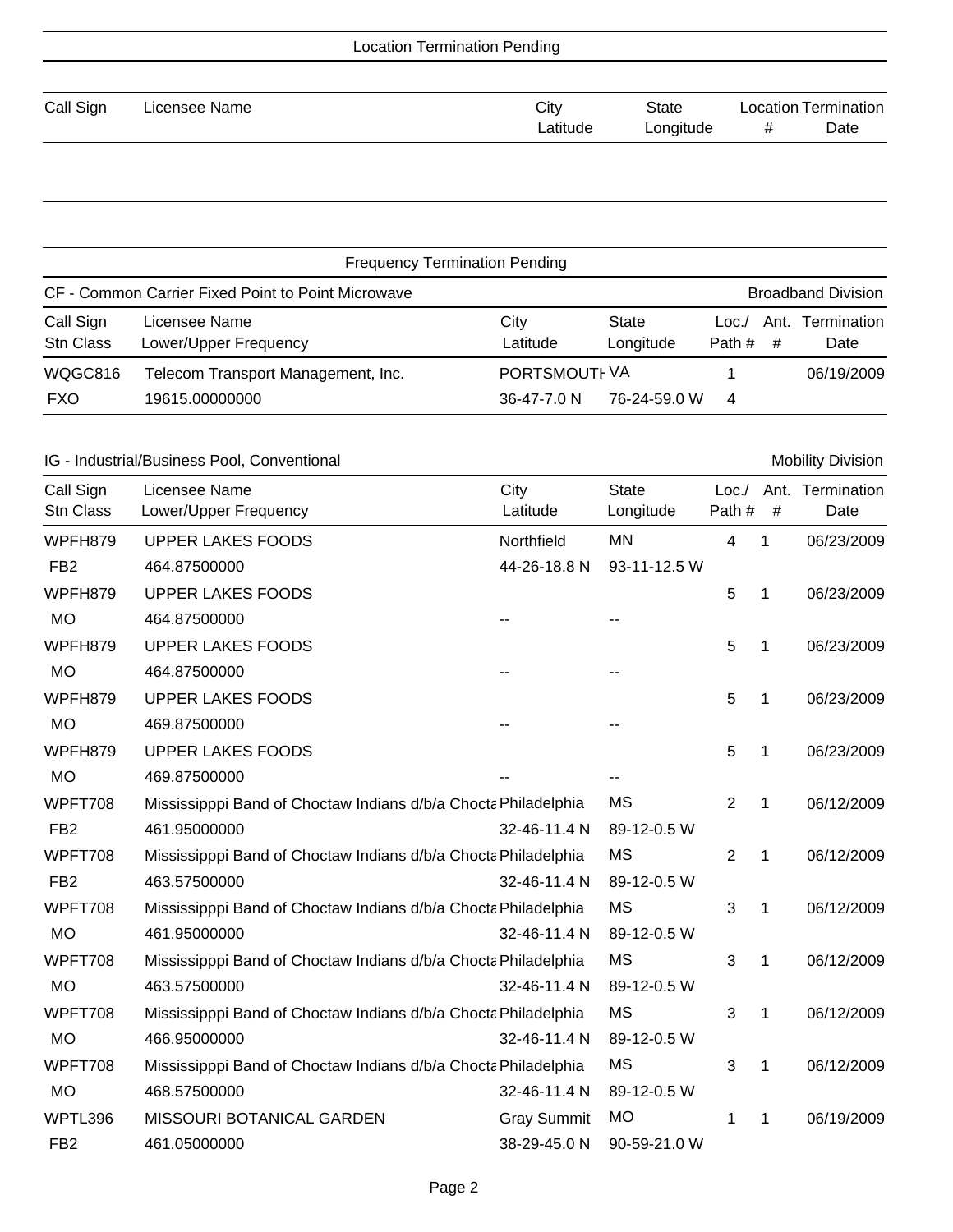## Location Termination Pending

| Call Sign | Licensee Name | City<br>Latitude | State<br>Longitude | Location # | Termination Date |
|---|---|---|---|---|---|

## Frequency Termination Pending

### CF - Common Carrier Fixed Point to Point Microwave — Broadband Division

| Call Sign<br>Stn Class | Licensee Name<br>Lower/Upper Frequency | City<br>Latitude | State<br>Longitude | Loc./<br>Path # | Ant. # | Termination Date |
|---|---|---|---|---|---|---|
| WQGC816<br>FXO | Telecom Transport Management, Inc.<br>19615.00000000 | PORTSMOUTH<br>36-47-7.0 N | VA<br>76-24-59.0 W | 1<br>4 | | 06/19/2009 |

### IG - Industrial/Business Pool, Conventional — Mobility Division

| Call Sign<br>Stn Class | Licensee Name<br>Lower/Upper Frequency | City<br>Latitude | State<br>Longitude | Loc./<br>Path # | Ant. # | Termination Date |
|---|---|---|---|---|---|---|
| WPFH879<br>FB2 | UPPER LAKES FOODS<br>464.87500000 | Northfield<br>44-26-18.8 N | MN<br>93-11-12.5 W | 4 | 1 | 06/23/2009 |
| WPFH879<br>MO | UPPER LAKES FOODS<br>464.87500000 | --  | -- | 5 | 1 | 06/23/2009 |
| WPFH879<br>MO | UPPER LAKES FOODS<br>464.87500000 | -- | -- | 5 | 1 | 06/23/2009 |
| WPFH879<br>MO | UPPER LAKES FOODS<br>469.87500000 | -- | -- | 5 | 1 | 06/23/2009 |
| WPFH879<br>MO | UPPER LAKES FOODS<br>469.87500000 | -- | -- | 5 | 1 | 06/23/2009 |
| WPFT708<br>FB2 | Mississippi Band of Choctaw Indians d/b/a Chocta<br>461.95000000 | Philadelphia<br>32-46-11.4 N | MS<br>89-12-0.5 W | 2 | 1 | 06/12/2009 |
| WPFT708<br>FB2 | Mississippi Band of Choctaw Indians d/b/a Chocta<br>463.57500000 | Philadelphia<br>32-46-11.4 N | MS<br>89-12-0.5 W | 2 | 1 | 06/12/2009 |
| WPFT708<br>MO | Mississippi Band of Choctaw Indians d/b/a Chocta<br>461.95000000 | Philadelphia<br>32-46-11.4 N | MS<br>89-12-0.5 W | 3 | 1 | 06/12/2009 |
| WPFT708<br>MO | Mississippi Band of Choctaw Indians d/b/a Chocta<br>463.57500000 | Philadelphia<br>32-46-11.4 N | MS<br>89-12-0.5 W | 3 | 1 | 06/12/2009 |
| WPFT708<br>MO | Mississippi Band of Choctaw Indians d/b/a Chocta<br>466.95000000 | Philadelphia<br>32-46-11.4 N | MS<br>89-12-0.5 W | 3 | 1 | 06/12/2009 |
| WPFT708<br>MO | Mississippi Band of Choctaw Indians d/b/a Chocta<br>468.57500000 | Philadelphia<br>32-46-11.4 N | MS<br>89-12-0.5 W | 3 | 1 | 06/12/2009 |
| WPTL396<br>FB2 | MISSOURI BOTANICAL GARDEN<br>461.05000000 | Gray Summit<br>38-29-45.0 N | MO<br>90-59-21.0 W | 1 | 1 | 06/19/2009 |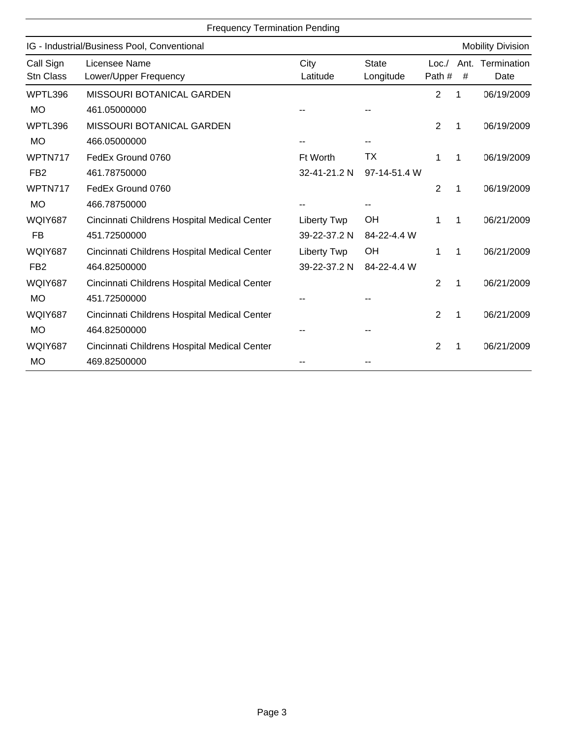Frequency Termination Pending

IG - Industrial/Business Pool, Conventional | Mobility Division

| Call Sign<br>Stn Class | Licensee Name<br>Lower/Upper Frequency | City<br>Latitude | State<br>Longitude | Loc./<br>Path # | Ant.<br># | Termination<br>Date |
|---|---|---|---|---|---|---|
| WPTL396<br>MO | MISSOURI BOTANICAL GARDEN<br>461.05000000 | <br>-- | <br>-- | 2 | 1 | 06/19/2009 |
| WPTL396<br>MO | MISSOURI BOTANICAL GARDEN<br>466.05000000 | <br>-- | <br>-- | 2 | 1 | 06/19/2009 |
| WPTN717<br>FB2 | FedEx Ground 0760<br>461.78750000 | Ft Worth<br>32-41-21.2 N | TX<br>97-14-51.4 W | 1 | 1 | 06/19/2009 |
| WPTN717<br>MO | FedEx Ground 0760<br>466.78750000 | <br>-- | <br>-- | 2 | 1 | 06/19/2009 |
| WQIY687<br>FB | Cincinnati Childrens Hospital Medical Center<br>451.72500000 | Liberty Twp<br>39-22-37.2 N | OH<br>84-22-4.4 W | 1 | 1 | 06/21/2009 |
| WQIY687<br>FB2 | Cincinnati Childrens Hospital Medical Center<br>464.82500000 | Liberty Twp<br>39-22-37.2 N | OH<br>84-22-4.4 W | 1 | 1 | 06/21/2009 |
| WQIY687<br>MO | Cincinnati Childrens Hospital Medical Center<br>451.72500000 | <br>-- | <br>-- | 2 | 1 | 06/21/2009 |
| WQIY687<br>MO | Cincinnati Childrens Hospital Medical Center<br>464.82500000 | <br>-- | <br>-- | 2 | 1 | 06/21/2009 |
| WQIY687<br>MO | Cincinnati Childrens Hospital Medical Center<br>469.82500000 | <br>-- | <br>-- | 2 | 1 | 06/21/2009 |